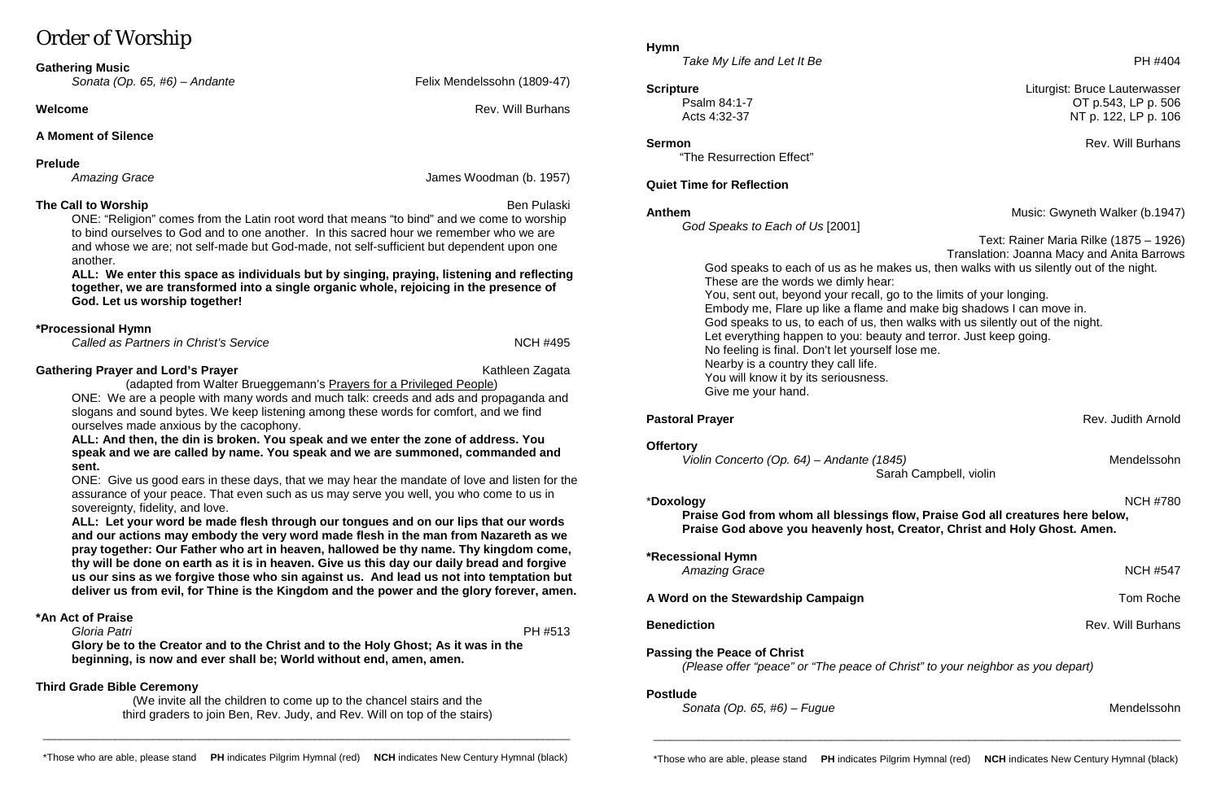# Order of Worship

**Gathering Music**
*Sonata (Op. 65, #6) – Andante* — Felix Mendelssohn (1809-47)

**Welcome** — Rev. Will Burhans

**A Moment of Silence**

**Prelude**
*Amazing Grace* — James Woodman (b. 1957)

**The Call to Worship** — Ben Pulaski

ONE: "Religion" comes from the Latin root word that means "to bind" and we come to worship to bind ourselves to God and to one another. In this sacred hour we remember who we are and whose we are; not self-made but God-made, not self-sufficient but dependent upon one another.

**ALL: We enter this space as individuals but by singing, praying, listening and reflecting together, we are transformed into a single organic whole, rejoicing in the presence of God. Let us worship together!**

**\*Processional Hymn**
*Called as Partners in Christ's Service* — NCH #495

**Gathering Prayer and Lord's Prayer** — Kathleen Zagata
(adapted from Walter Brueggemann's Prayers for a Privileged People)

ONE: We are a people with many words and much talk: creeds and ads and propaganda and slogans and sound bytes. We keep listening among these words for comfort, and we find ourselves made anxious by the cacophony.

**ALL: And then, the din is broken. You speak and we enter the zone of address. You speak and we are called by name. You speak and we are summoned, commanded and sent.**

ONE: Give us good ears in these days, that we may hear the mandate of love and listen for the assurance of your peace. That even such as us may serve you well, you who come to us in sovereignty, fidelity, and love.

**ALL: Let your word be made flesh through our tongues and on our lips that our words and our actions may embody the very word made flesh in the man from Nazareth as we pray together: Our Father who art in heaven, hallowed be thy name. Thy kingdom come, thy will be done on earth as it is in heaven. Give us this day our daily bread and forgive us our sins as we forgive those who sin against us. And lead us not into temptation but deliver us from evil, for Thine is the Kingdom and the power and the glory forever, amen.**

**\*An Act of Praise**
*Gloria Patri* — PH #513

**Glory be to the Creator and to the Christ and to the Holy Ghost; As it was in the beginning, is now and ever shall be; World without end, amen, amen.**

**Third Grade Bible Ceremony**
(We invite all the children to come up to the chancel stairs and the third graders to join Ben, Rev. Judy, and Rev. Will on top of the stairs)

\*Those who are able, please stand **PH** indicates Pilgrim Hymnal (red) **NCH** indicates New Century Hymnal (black)

**Hymn**
*Take My Life and Let It Be* — PH #404

**Scripture** — Liturgist: Bruce Lauterwasser
Psalm 84:1-7 — OT p.543, LP p. 506
Acts 4:32-37 — NT p. 122, LP p. 106

**Sermon** — Rev. Will Burhans
"The Resurrection Effect"

**Quiet Time for Reflection**

**Anthem** — Music: Gwyneth Walker (b.1947)
*God Speaks to Each of Us* [2001]
Text: Rainer Maria Rilke (1875 – 1926)
Translation: Joanna Macy and Anita Barrows

God speaks to each of us as he makes us, then walks with us silently out of the night.
These are the words we dimly hear:
You, sent out, beyond your recall, go to the limits of your longing.
Embody me, Flare up like a flame and make big shadows I can move in.
God speaks to us, to each of us, then walks with us silently out of the night.
Let everything happen to you: beauty and terror. Just keep going.
No feeling is final. Don't let yourself lose me.
Nearby is a country they call life.
You will know it by its seriousness.
Give me your hand.

**Pastoral Prayer** — Rev. Judith Arnold

**Offertory**
*Violin Concerto (Op. 64) – Andante (1845)* — Mendelssohn
Sarah Campbell, violin

**\*Doxology** — NCH #780
**Praise God from whom all blessings flow, Praise God all creatures here below, Praise God above you heavenly host, Creator, Christ and Holy Ghost. Amen.**

**\*Recessional Hymn**
*Amazing Grace* — NCH #547

**A Word on the Stewardship Campaign** — Tom Roche

**Benediction** — Rev. Will Burhans

**Passing the Peace of Christ**
*(Please offer "peace" or "The peace of Christ" to your neighbor as you depart)*

**Postlude**
*Sonata (Op. 65, #6) – Fugue* — Mendelssohn

\*Those who are able, please stand **PH** indicates Pilgrim Hymnal (red) **NCH** indicates New Century Hymnal (black)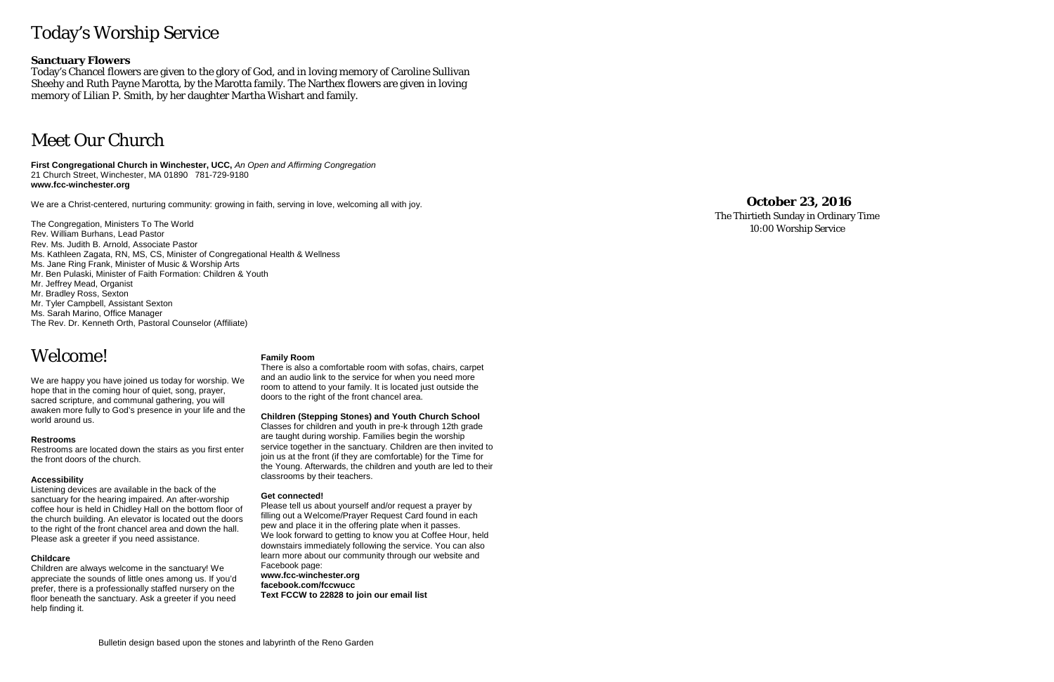# Today's Worship Service

### Sanctuary Flowers

Today's Chancel flowers are given to the glory of God, and in loving memory of Caroline Sullivan Sheehy and Ruth Payne Marotta, by the Marotta family. The Narthex flowers are given in loving memory of Lilian P. Smith, by her daughter Martha Wishart and family.

# Meet Our Church

**First Congregational Church in Winchester, UCC,** *An Open and Affirming Congregation*
21 Church Street, Winchester, MA 01890 781-729-9180
**www.fcc-winchester.org**

We are a Christ-centered, nurturing community: growing in faith, serving in love, welcoming all with joy.

The Congregation, Ministers To The World
Rev. William Burhans, Lead Pastor
Rev. Ms. Judith B. Arnold, Associate Pastor
Ms. Kathleen Zagata, RN, MS, CS, Minister of Congregational Health & Wellness
Ms. Jane Ring Frank, Minister of Music & Worship Arts
Mr. Ben Pulaski, Minister of Faith Formation: Children & Youth
Mr. Jeffrey Mead, Organist
Mr. Bradley Ross, Sexton
Mr. Tyler Campbell, Assistant Sexton
Ms. Sarah Marino, Office Manager
The Rev. Dr. Kenneth Orth, Pastoral Counselor (Affiliate)

# Welcome!

We are happy you have joined us today for worship. We hope that in the coming hour of quiet, song, prayer, sacred scripture, and communal gathering, you will awaken more fully to God's presence in your life and the world around us.

**Restrooms**
Restrooms are located down the stairs as you first enter the front doors of the church.

**Accessibility**
Listening devices are available in the back of the sanctuary for the hearing impaired. An after-worship coffee hour is held in Chidley Hall on the bottom floor of the church building. An elevator is located out the doors to the right of the front chancel area and down the hall. Please ask a greeter if you need assistance.

**Childcare**
Children are always welcome in the sanctuary! We appreciate the sounds of little ones among us. If you'd prefer, there is a professionally staffed nursery on the floor beneath the sanctuary. Ask a greeter if you need help finding it.

**Family Room**
There is also a comfortable room with sofas, chairs, carpet and an audio link to the service for when you need more room to attend to your family. It is located just outside the doors to the right of the front chancel area.

**Children (Stepping Stones) and Youth Church School**
Classes for children and youth in pre-k through 12th grade are taught during worship. Families begin the worship service together in the sanctuary. Children are then invited to join us at the front (if they are comfortable) for the Time for the Young. Afterwards, the children and youth are led to their classrooms by their teachers.

**Get connected!**
Please tell us about yourself and/or request a prayer by filling out a Welcome/Prayer Request Card found in each pew and place it in the offering plate when it passes.
We look forward to getting to know you at Coffee Hour, held downstairs immediately following the service. You can also learn more about our community through our website and Facebook page:
**www.fcc-winchester.org**
**facebook.com/fccwucc**
**Text FCCW to 22828 to join our email list**

Bulletin design based upon the stones and labyrinth of the Reno Garden

**October 23, 2016**
The Thirtieth Sunday in Ordinary Time
10:00 Worship Service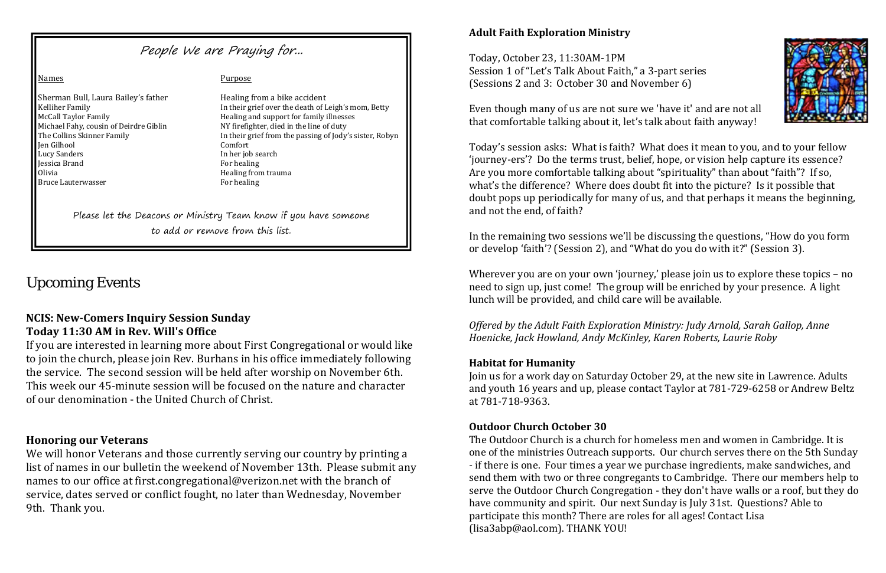## People We are Praying for...

| Names | Purpose |
|---|---|
| Sherman Bull, Laura Bailey's father | Healing from a bike accident |
| Kelliher Family | In their grief over the death of Leigh's mom, Betty |
| McCall Taylor Family | Healing and support for family illnesses |
| Michael Fahy, cousin of Deirdre Giblin | NY firefighter, died in the line of duty |
| The Collins Skinner Family | In their grief from the passing of Jody's sister, Robyn |
| Jen Gilhool | Comfort |
| Lucy Sanders | In her job search |
| Jessica Brand | For healing |
| Olivia | Healing from trauma |
| Bruce Lauterwasser | For healing |

Please let the Deacons or Ministry Team know if you have someone to add or remove from this list.

# Upcoming Events

**NCIS: New-Comers Inquiry Session Sunday**
**Today 11:30 AM in Rev. Will's Office**

If you are interested in learning more about First Congregational or would like to join the church, please join Rev. Burhans in his office immediately following the service. The second session will be held after worship on November 6th. This week our 45-minute session will be focused on the nature and character of our denomination - the United Church of Christ.

**Honoring our Veterans**

We will honor Veterans and those currently serving our country by printing a list of names in our bulletin the weekend of November 13th. Please submit any names to our office at first.congregational@verizon.net with the branch of service, dates served or conflict fought, no later than Wednesday, November 9th. Thank you.

**Adult Faith Exploration Ministry**

Today, October 23, 11:30AM-1PM
Session 1 of "Let's Talk About Faith," a 3-part series
(Sessions 2 and 3: October 30 and November 6)

Even though many of us are not sure we 'have it' and are not all that comfortable talking about it, let's talk about faith anyway!

Today's session asks: What is faith? What does it mean to you, and to your fellow 'journey-ers'? Do the terms trust, belief, hope, or vision help capture its essence? Are you more comfortable talking about "spirituality" than about "faith"? If so, what's the difference? Where does doubt fit into the picture? Is it possible that doubt pops up periodically for many of us, and that perhaps it means the beginning, and not the end, of faith?

In the remaining two sessions we'll be discussing the questions, "How do you form or develop 'faith'? (Session 2), and "What do you do with it?" (Session 3).

Wherever you are on your own 'journey,' please join us to explore these topics – no need to sign up, just come! The group will be enriched by your presence. A light lunch will be provided, and child care will be available.

*Offered by the Adult Faith Exploration Ministry: Judy Arnold, Sarah Gallop, Anne Hoenicke, Jack Howland, Andy McKinley, Karen Roberts, Laurie Roby*

**Habitat for Humanity**

Join us for a work day on Saturday October 29, at the new site in Lawrence. Adults and youth 16 years and up, please contact Taylor at 781-729-6258 or Andrew Beltz at 781-718-9363.

**Outdoor Church October 30**

The Outdoor Church is a church for homeless men and women in Cambridge. It is one of the ministries Outreach supports. Our church serves there on the 5th Sunday - if there is one. Four times a year we purchase ingredients, make sandwiches, and send them with two or three congregants to Cambridge. There our members help to serve the Outdoor Church Congregation - they don't have walls or a roof, but they do have community and spirit. Our next Sunday is July 31st. Questions? Able to participate this month? There are roles for all ages! Contact Lisa (lisa3abp@aol.com). THANK YOU!